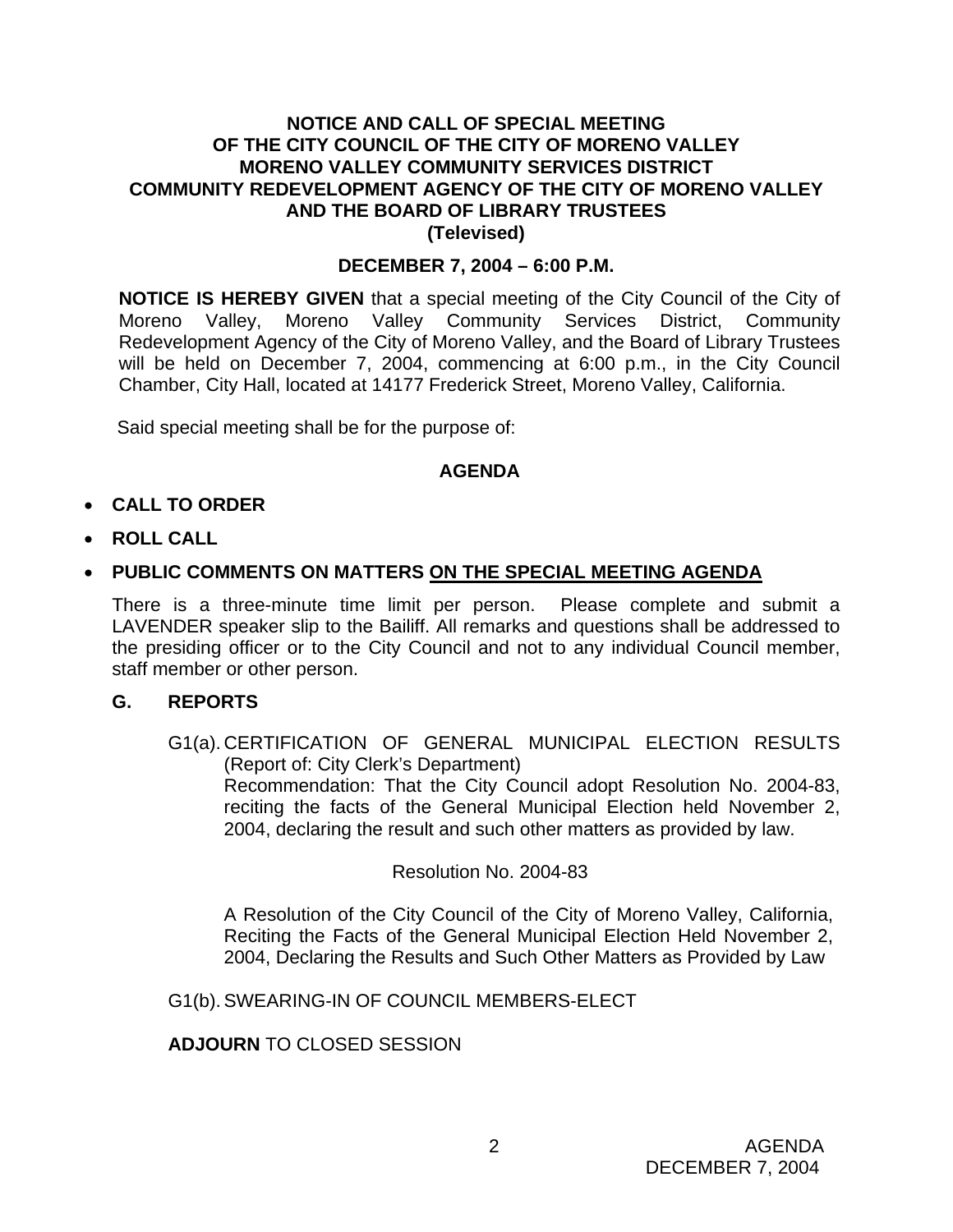# NOTICE AND CALL OF SPECIAL MEETING
# OF THE CITY COUNCIL OF THE CITY OF MORENO VALLEY
# MORENO VALLEY COMMUNITY SERVICES DISTRICT
# COMMUNITY REDEVELOPMENT AGENCY OF THE CITY OF MORENO VALLEY
# AND THE BOARD OF LIBRARY TRUSTEES
# (Televised)

**DECEMBER 7, 2004 – 6:00 P.M.**

**NOTICE IS HEREBY GIVEN** that a special meeting of the City Council of the City of Moreno Valley, Moreno Valley Community Services District, Community Redevelopment Agency of the City of Moreno Valley, and the Board of Library Trustees will be held on December 7, 2004, commencing at 6:00 p.m., in the City Council Chamber, City Hall, located at 14177 Frederick Street, Moreno Valley, California.

Said special meeting shall be for the purpose of:

## AGENDA

- **CALL TO ORDER**
- **ROLL CALL**
- **PUBLIC COMMENTS ON MATTERS ON THE SPECIAL MEETING AGENDA**

There is a three-minute time limit per person. Please complete and submit a LAVENDER speaker slip to the Bailiff. All remarks and questions shall be addressed to the presiding officer or to the City Council and not to any individual Council member, staff member or other person.

**G. REPORTS**

G1(a). CERTIFICATION OF GENERAL MUNICIPAL ELECTION RESULTS (Report of: City Clerk's Department)
Recommendation: That the City Council adopt Resolution No. 2004-83, reciting the facts of the General Municipal Election held November 2, 2004, declaring the result and such other matters as provided by law.

Resolution No. 2004-83

A Resolution of the City Council of the City of Moreno Valley, California, Reciting the Facts of the General Municipal Election Held November 2, 2004, Declaring the Results and Such Other Matters as Provided by Law

G1(b). SWEARING-IN OF COUNCIL MEMBERS-ELECT

**ADJOURN** TO CLOSED SESSION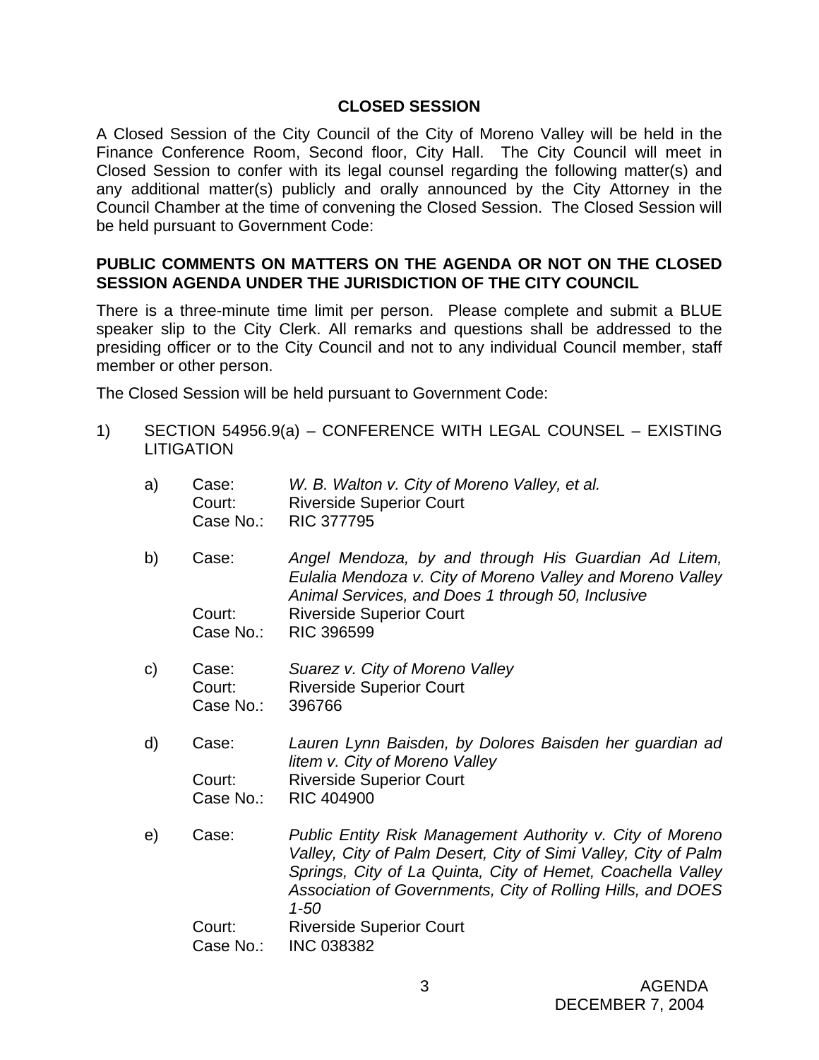## CLOSED SESSION

A Closed Session of the City Council of the City of Moreno Valley will be held in the Finance Conference Room, Second floor, City Hall. The City Council will meet in Closed Session to confer with its legal counsel regarding the following matter(s) and any additional matter(s) publicly and orally announced by the City Attorney in the Council Chamber at the time of convening the Closed Session. The Closed Session will be held pursuant to Government Code:

### PUBLIC COMMENTS ON MATTERS ON THE AGENDA OR NOT ON THE CLOSED SESSION AGENDA UNDER THE JURISDICTION OF THE CITY COUNCIL

There is a three-minute time limit per person. Please complete and submit a BLUE speaker slip to the City Clerk. All remarks and questions shall be addressed to the presiding officer or to the City Council and not to any individual Council member, staff member or other person.

The Closed Session will be held pursuant to Government Code:

1) SECTION 54956.9(a) – CONFERENCE WITH LEGAL COUNSEL – EXISTING LITIGATION

   a) Case: *W. B. Walton v. City of Moreno Valley, et al.*
      Court: Riverside Superior Court
      Case No.: RIC 377795

   b) Case: *Angel Mendoza, by and through His Guardian Ad Litem, Eulalia Mendoza v. City of Moreno Valley and Moreno Valley Animal Services, and Does 1 through 50, Inclusive*
      Court: Riverside Superior Court
      Case No.: RIC 396599

   c) Case: *Suarez v. City of Moreno Valley*
      Court: Riverside Superior Court
      Case No.: 396766

   d) Case: *Lauren Lynn Baisden, by Dolores Baisden her guardian ad litem v. City of Moreno Valley*
      Court: Riverside Superior Court
      Case No.: RIC 404900

   e) Case: *Public Entity Risk Management Authority v. City of Moreno Valley, City of Palm Desert, City of Simi Valley, City of Palm Springs, City of La Quinta, City of Hemet, Coachella Valley Association of Governments, City of Rolling Hills, and DOES 1-50*
      Court: Riverside Superior Court
      Case No.: INC 038382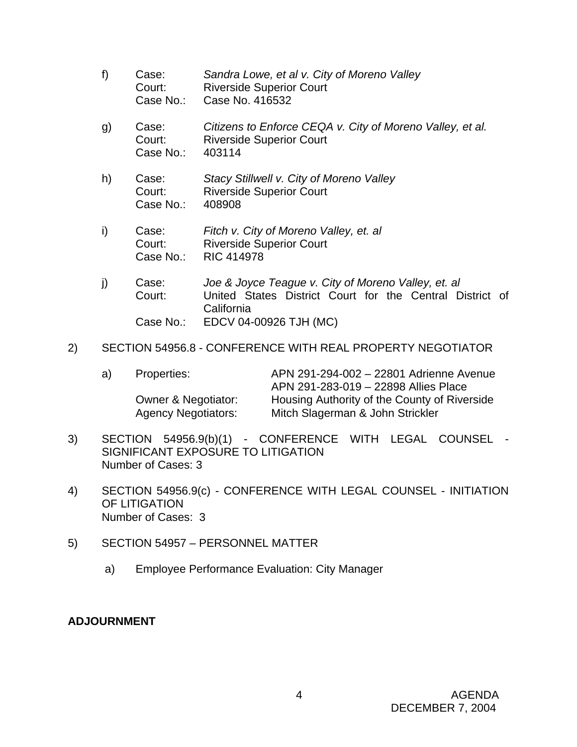f) Case: *Sandra Lowe, et al v. City of Moreno Valley*
   Court: Riverside Superior Court
   Case No.: Case No. 416532

g) Case: *Citizens to Enforce CEQA v. City of Moreno Valley, et al.*
   Court: Riverside Superior Court
   Case No.: 403114

h) Case: *Stacy Stillwell v. City of Moreno Valley*
   Court: Riverside Superior Court
   Case No.: 408908

i) Case: *Fitch v. City of Moreno Valley, et. al*
   Court: Riverside Superior Court
   Case No.: RIC 414978

j) Case: *Joe & Joyce Teague v. City of Moreno Valley, et. al*
   Court: United States District Court for the Central District of California
   Case No.: EDCV 04-00926 TJH (MC)

2) SECTION 54956.8 - CONFERENCE WITH REAL PROPERTY NEGOTIATOR

   a) Properties: APN 291-294-002 – 22801 Adrienne Avenue
      APN 291-283-019 – 22898 Allies Place
      Owner & Negotiator: Housing Authority of the County of Riverside
      Agency Negotiators: Mitch Slagerman & John Strickler

3) SECTION 54956.9(b)(1) - CONFERENCE WITH LEGAL COUNSEL - SIGNIFICANT EXPOSURE TO LITIGATION
   Number of Cases: 3

4) SECTION 54956.9(c) - CONFERENCE WITH LEGAL COUNSEL - INITIATION OF LITIGATION
   Number of Cases: 3

5) SECTION 54957 – PERSONNEL MATTER

   a) Employee Performance Evaluation: City Manager

**ADJOURNMENT**